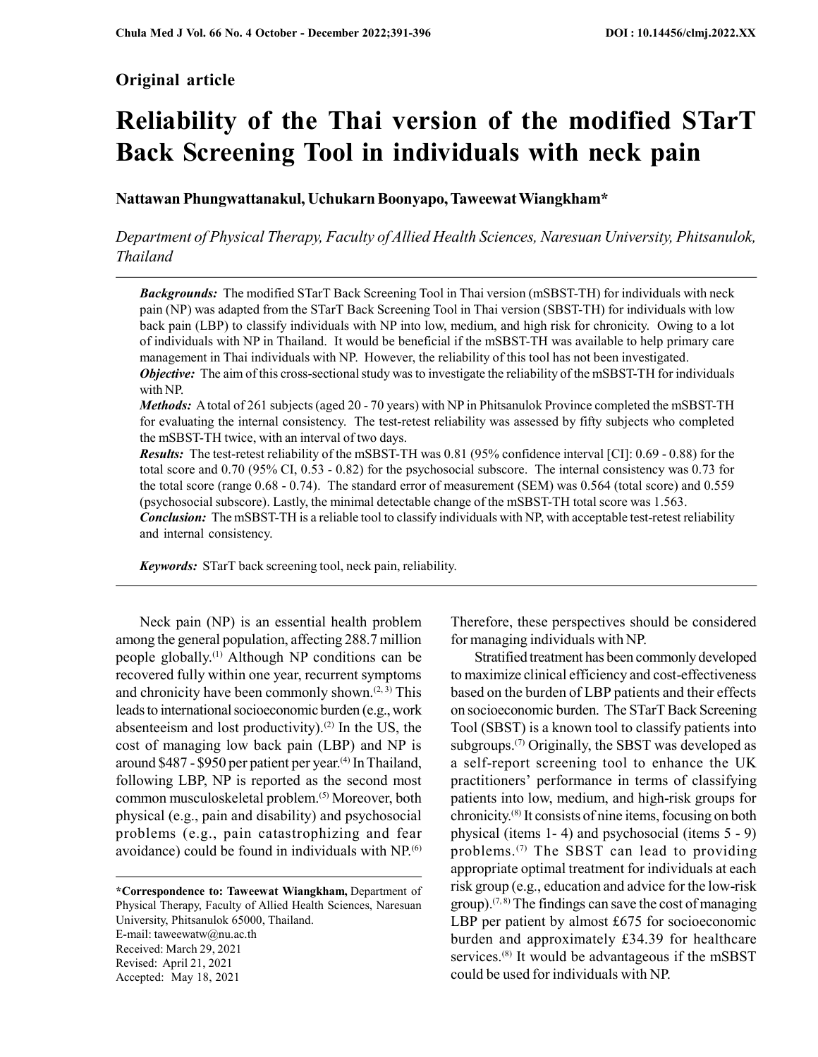Original article

# Reliability of the Thai version of the modified STarT Back Screening Tool in individuals with neck pain

**Nattawan Phungwattanakul, Uchukarn Boonyapo, Taweewat Wiangkham***

*Department of Physical Therapy, Faculty of Allied Health Sciences, Naresuan University, Phitsanulok, Thailand*

***Backgrounds:*** The modified STarT Back Screening Tool in Thai version (mSBST-TH) for individuals with neck pain (NP) was adapted from the STarT Back Screening Tool in Thai version (SBST-TH) for individuals with low back pain (LBP) to classify individuals with NP into low, medium, and high risk for chronicity. Owing to a lot of individuals with NP in Thailand. It would be beneficial if the mSBST-TH was available to help primary care management in Thai individuals with NP. However, the reliability of this tool has not been investigated.

***Objective:*** The aim of this cross-sectional study was to investigate the reliability of the mSBST-TH for individuals with NP.

***Methods:*** A total of 261 subjects (aged 20 - 70 years) with NP in Phitsanulok Province completed the mSBST-TH for evaluating the internal consistency. The test-retest reliability was assessed by fifty subjects who completed the mSBST-TH twice, with an interval of two days.

***Results:*** The test-retest reliability of the mSBST-TH was 0.81 (95% confidence interval [CI]: 0.69 - 0.88) for the total score and 0.70 (95% CI, 0.53 - 0.82) for the psychosocial subscore. The internal consistency was 0.73 for the total score (range 0.68 - 0.74). The standard error of measurement (SEM) was 0.564 (total score) and 0.559 (psychosocial subscore). Lastly, the minimal detectable change of the mSBST-TH total score was 1.563.

***Conclusion:*** The mSBST-TH is a reliable tool to classify individuals with NP, with acceptable test-retest reliability and internal consistency.

***Keywords:*** STarT back screening tool, neck pain, reliability.

Neck pain (NP) is an essential health problem among the general population, affecting 288.7 million people globally.[1] Although NP conditions can be recovered fully within one year, recurrent symptoms and chronicity have been commonly shown.[2, 3] This leads to international socioeconomic burden (e.g., work absenteeism and lost productivity).[2] In the US, the cost of managing low back pain (LBP) and NP is around $487 - $950 per patient per year.[4] In Thailand, following LBP, NP is reported as the second most common musculoskeletal problem.[5] Moreover, both physical (e.g., pain and disability) and psychosocial problems (e.g., pain catastrophizing and fear avoidance) could be found in individuals with NP.[6] Therefore, these perspectives should be considered for managing individuals with NP.

Stratified treatment has been commonly developed to maximize clinical efficiency and cost-effectiveness based on the burden of LBP patients and their effects on socioeconomic burden. The STarT Back Screening Tool (SBST) is a known tool to classify patients into subgroups.[7] Originally, the SBST was developed as a self-report screening tool to enhance the UK practitioners' performance in terms of classifying patients into low, medium, and high-risk groups for chronicity.[8] It consists of nine items, focusing on both physical (items 1- 4) and psychosocial (items 5 - 9) problems.[7] The SBST can lead to providing appropriate optimal treatment for individuals at each risk group (e.g., education and advice for the low-risk group).[7, 8] The findings can save the cost of managing LBP per patient by almost £675 for socioeconomic burden and approximately £34.39 for healthcare services.[8] It would be advantageous if the mSBST could be used for individuals with NP.

***Correspondence to: Taweewat Wiangkham,** Department of Physical Therapy, Faculty of Allied Health Sciences, Naresuan University, Phitsanulok 65000, Thailand.
E-mail: taweewatw@nu.ac.th
Received: March 29, 2021
Revised: April 21, 2021
Accepted: May 18, 2021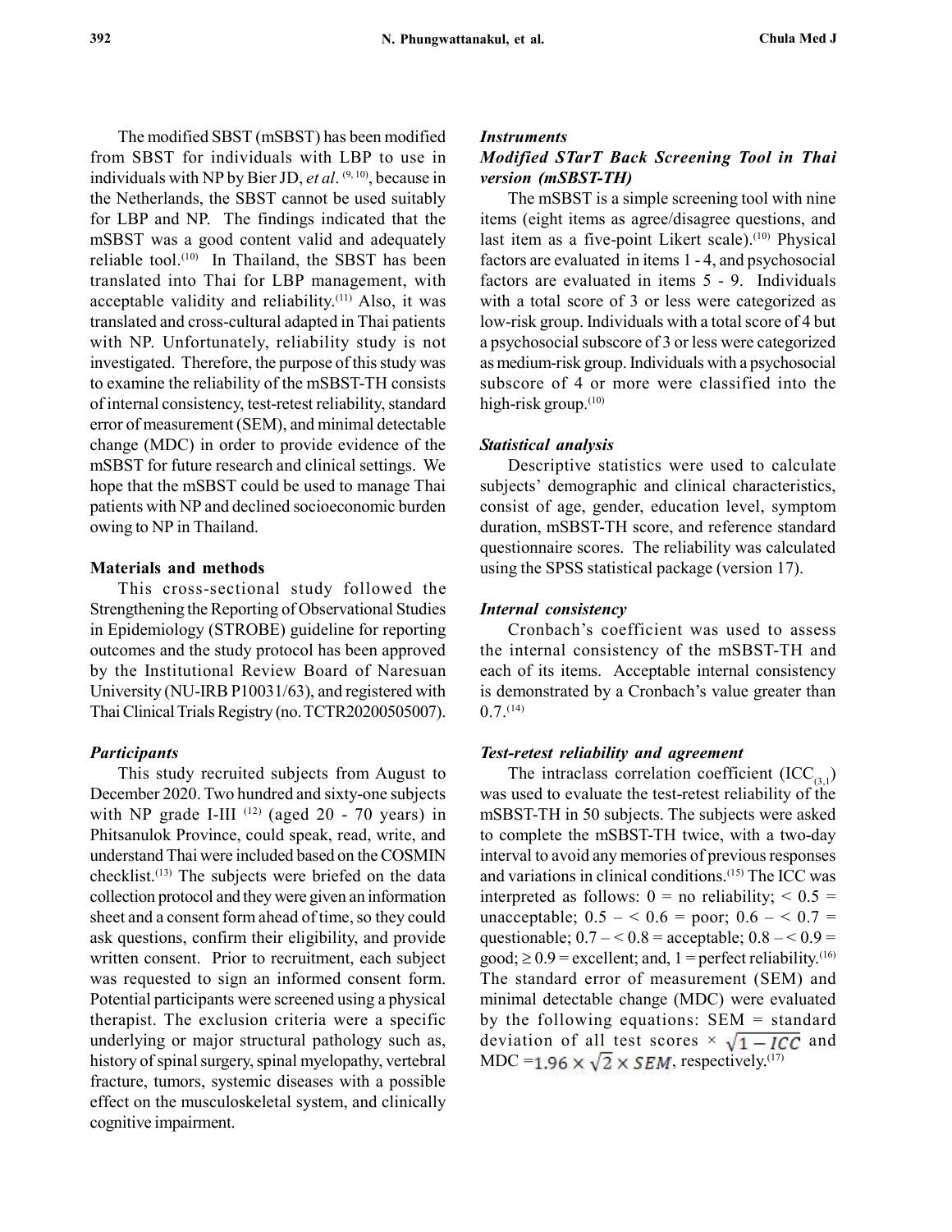The modified SBST (mSBST) has been modified from SBST for individuals with LBP to use in individuals with NP by Bier JD, *et al*. [9, 10], because in the Netherlands, the SBST cannot be used suitably for LBP and NP. The findings indicated that the mSBST was a good content valid and adequately reliable tool.[10] In Thailand, the SBST has been translated into Thai for LBP management, with acceptable validity and reliability.[11] Also, it was translated and cross-cultural adapted in Thai patients with NP. Unfortunately, reliability study is not investigated. Therefore, the purpose of this study was to examine the reliability of the mSBST-TH consists of internal consistency, test-retest reliability, standard error of measurement (SEM), and minimal detectable change (MDC) in order to provide evidence of the mSBST for future research and clinical settings. We hope that the mSBST could be used to manage Thai patients with NP and declined socioeconomic burden owing to NP in Thailand.

## Materials and methods

This cross-sectional study followed the Strengthening the Reporting of Observational Studies in Epidemiology (STROBE) guideline for reporting outcomes and the study protocol has been approved by the Institutional Review Board of Naresuan University (NU-IRB P10031/63), and registered with Thai Clinical Trials Registry (no. TCTR20200505007).

### *Participants*

This study recruited subjects from August to December 2020. Two hundred and sixty-one subjects with NP grade I-III [12] (aged 20 - 70 years) in Phitsanulok Province, could speak, read, write, and understand Thai were included based on the COSMIN checklist.[13] The subjects were briefed on the data collection protocol and they were given an information sheet and a consent form ahead of time, so they could ask questions, confirm their eligibility, and provide written consent. Prior to recruitment, each subject was requested to sign an informed consent form. Potential participants were screened using a physical therapist. The exclusion criteria were a specific underlying or major structural pathology such as, history of spinal surgery, spinal myelopathy, vertebral fracture, tumors, systemic diseases with a possible effect on the musculoskeletal system, and clinically cognitive impairment.

### *Instruments*

#### *Modified STarT Back Screening Tool in Thai version (mSBST-TH)*

The mSBST is a simple screening tool with nine items (eight items as agree/disagree questions, and last item as a five-point Likert scale).[10] Physical factors are evaluated in items 1 - 4, and psychosocial factors are evaluated in items 5 - 9. Individuals with a total score of 3 or less were categorized as low-risk group. Individuals with a total score of 4 but a psychosocial subscore of 3 or less were categorized as medium-risk group. Individuals with a psychosocial subscore of 4 or more were classified into the high-risk group.[10]

### *Statistical analysis*

Descriptive statistics were used to calculate subjects' demographic and clinical characteristics, consist of age, gender, education level, symptom duration, mSBST-TH score, and reference standard questionnaire scores. The reliability was calculated using the SPSS statistical package (version 17).

### *Internal consistency*

Cronbach's coefficient was used to assess the internal consistency of the mSBST-TH and each of its items. Acceptable internal consistency is demonstrated by a Cronbach's value greater than 0.7.[14]

### *Test-retest reliability and agreement*

The intraclass correlation coefficient ($ICC_{(3,1)}$) was used to evaluate the test-retest reliability of the mSBST-TH in 50 subjects. The subjects were asked to complete the mSBST-TH twice, with a two-day interval to avoid any memories of previous responses and variations in clinical conditions.[15] The ICC was interpreted as follows: 0 = no reliability; < 0.5 = unacceptable; 0.5 – < 0.6 = poor; 0.6 – < 0.7 = questionable; 0.7 – < 0.8 = acceptable; 0.8 – < 0.9 = good; ≥ 0.9 = excellent; and, 1 = perfect reliability.[16] The standard error of measurement (SEM) and minimal detectable change (MDC) were evaluated by the following equations: SEM = standard deviation of all test scores × $\sqrt{1 - ICC}$ and MDC = $1.96 \times \sqrt{2} \times SEM$, respectively.[17]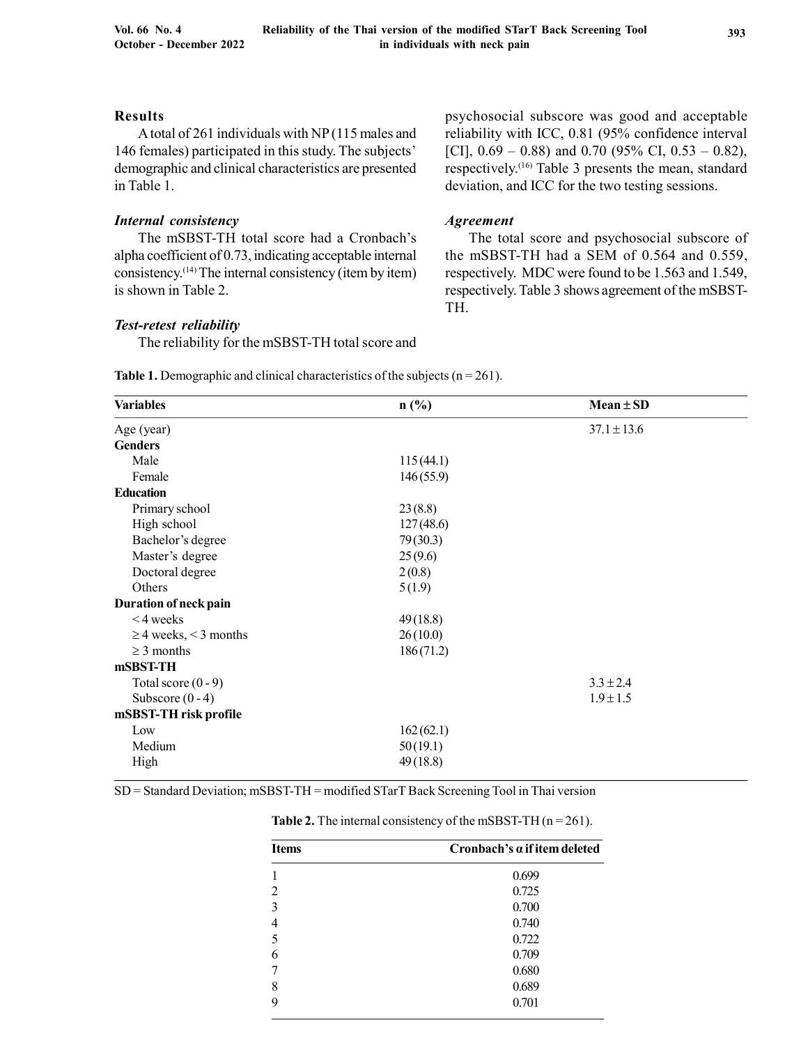## Results

A total of 261 individuals with NP (115 males and 146 females) participated in this study. The subjects' demographic and clinical characteristics are presented in Table 1.

### *Internal consistency*

The mSBST-TH total score had a Cronbach's alpha coefficient of 0.73, indicating acceptable internal consistency.[14] The internal consistency (item by item) is shown in Table 2.

### *Test-retest reliability*

The reliability for the mSBST-TH total score and psychosocial subscore was good and acceptable reliability with ICC, 0.81 (95% confidence interval [CI], 0.69 – 0.88) and 0.70 (95% CI, 0.53 – 0.82), respectively.[16] Table 3 presents the mean, standard deviation, and ICC for the two testing sessions.

### *Agreement*

The total score and psychosocial subscore of the mSBST-TH had a SEM of 0.564 and 0.559, respectively. MDC were found to be 1.563 and 1.549, respectively. Table 3 shows agreement of the mSBST-TH.

**Table 1.** Demographic and clinical characteristics of the subjects (n = 261).

| Variables | n (%) | Mean ± SD |
|---|---|---|
| Age (year) | | 37.1 ± 13.6 |
| **Genders** | | |
| Male | 115 (44.1) | |
| Female | 146 (55.9) | |
| **Education** | | |
| Primary school | 23 (8.8) | |
| High school | 127 (48.6) | |
| Bachelor's degree | 79 (30.3) | |
| Master's degree | 25 (9.6) | |
| Doctoral degree | 2 (0.8) | |
| Others | 5 (1.9) | |
| **Duration of neck pain** | | |
| < 4 weeks | 49 (18.8) | |
| ≥ 4 weeks, < 3 months | 26 (10.0) | |
| ≥ 3 months | 186 (71.2) | |
| **mSBST-TH** | | |
| Total score (0 - 9) | | 3.3 ± 2.4 |
| Subscore (0 - 4) | | 1.9 ± 1.5 |
| **mSBST-TH risk profile** | | |
| Low | 162 (62.1) | |
| Medium | 50 (19.1) | |
| High | 49 (18.8) | |

SD = Standard Deviation; mSBST-TH = modified STarT Back Screening Tool in Thai version

**Table 2.** The internal consistency of the mSBST-TH (n = 261).

| Items | Cronbach's α if item deleted |
|---|---|
| 1 | 0.699 |
| 2 | 0.725 |
| 3 | 0.700 |
| 4 | 0.740 |
| 5 | 0.722 |
| 6 | 0.709 |
| 7 | 0.680 |
| 8 | 0.689 |
| 9 | 0.701 |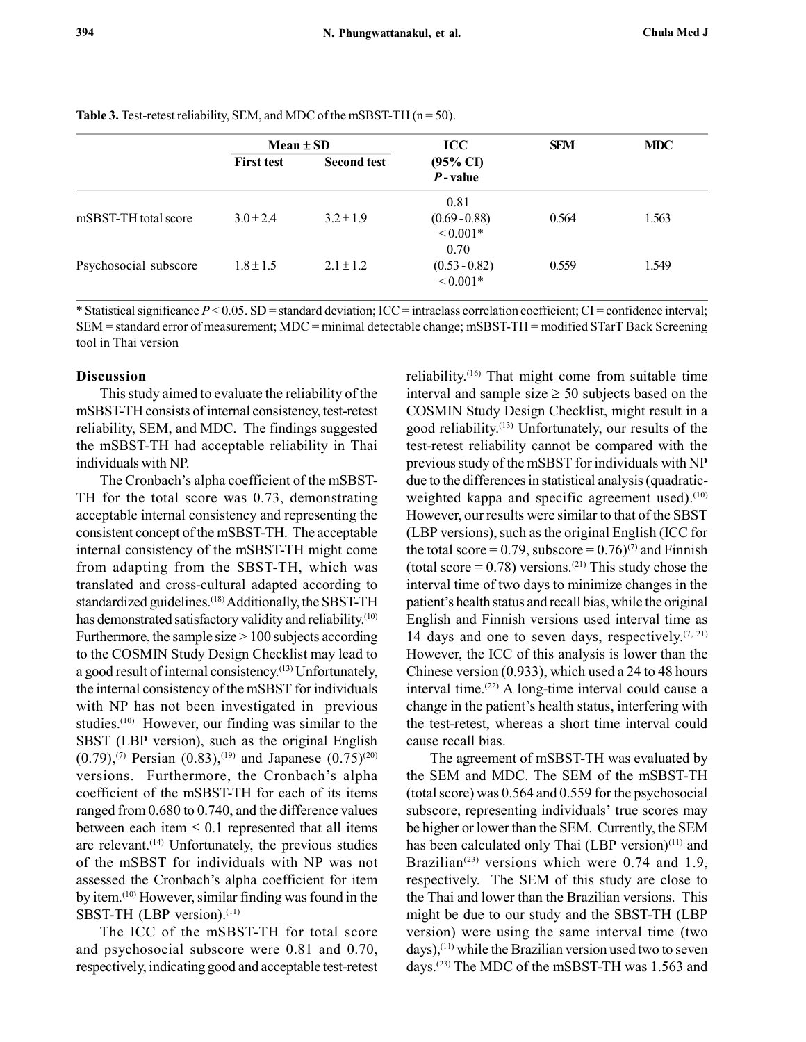**Table 3.** Test-retest reliability, SEM, and MDC of the mSBST-TH (n = 50).

| | Mean ± SD | | ICC (95% CI) *P* - value | SEM | MDC |
|---|---|---|---|---|---|
| | First test | Second test | | | |
| mSBST-TH total score | 3.0 ± 2.4 | 3.2 ± 1.9 | 0.81 (0.69 - 0.88) < 0.001* | 0.564 | 1.563 |
| Psychosocial subscore | 1.8 ± 1.5 | 2.1 ± 1.2 | 0.70 (0.53 - 0.82) < 0.001* | 0.559 | 1.549 |

* Statistical significance $P < 0.05$. SD = standard deviation; ICC = intraclass correlation coefficient; CI = confidence interval; SEM = standard error of measurement; MDC = minimal detectable change; mSBST-TH = modified STarT Back Screening tool in Thai version

## Discussion

This study aimed to evaluate the reliability of the mSBST-TH consists of internal consistency, test-retest reliability, SEM, and MDC. The findings suggested the mSBST-TH had acceptable reliability in Thai individuals with NP.

The Cronbach's alpha coefficient of the mSBST-TH for the total score was 0.73, demonstrating acceptable internal consistency and representing the consistent concept of the mSBST-TH. The acceptable internal consistency of the mSBST-TH might come from adapting from the SBST-TH, which was translated and cross-cultural adapted according to standardized guidelines.[18] Additionally, the SBST-TH has demonstrated satisfactory validity and reliability.[10] Furthermore, the sample size > 100 subjects according to the COSMIN Study Design Checklist may lead to a good result of internal consistency.[13] Unfortunately, the internal consistency of the mSBST for individuals with NP has not been investigated in previous studies.[10] However, our finding was similar to the SBST (LBP version), such as the original English (0.79),[7] Persian (0.83),[19] and Japanese (0.75)[20] versions. Furthermore, the Cronbach's alpha coefficient of the mSBST-TH for each of its items ranged from 0.680 to 0.740, and the difference values between each item ≤ 0.1 represented that all items are relevant.[14] Unfortunately, the previous studies of the mSBST for individuals with NP was not assessed the Cronbach's alpha coefficient for item by item.[10] However, similar finding was found in the SBST-TH (LBP version).[11]

The ICC of the mSBST-TH for total score and psychosocial subscore were 0.81 and 0.70, respectively, indicating good and acceptable test-retest reliability.[16] That might come from suitable time interval and sample size ≥ 50 subjects based on the COSMIN Study Design Checklist, might result in a good reliability.[13] Unfortunately, our results of the test-retest reliability cannot be compared with the previous study of the mSBST for individuals with NP due to the differences in statistical analysis (quadratic-weighted kappa and specific agreement used).[10] However, our results were similar to that of the SBST (LBP versions), such as the original English (ICC for the total score = 0.79, subscore = 0.76)[7] and Finnish (total score = 0.78) versions.[21] This study chose the interval time of two days to minimize changes in the patient's health status and recall bias, while the original English and Finnish versions used interval time as 14 days and one to seven days, respectively.[7, 21] However, the ICC of this analysis is lower than the Chinese version (0.933), which used a 24 to 48 hours interval time.[22] A long-time interval could cause a change in the patient's health status, interfering with the test-retest, whereas a short time interval could cause recall bias.

The agreement of mSBST-TH was evaluated by the SEM and MDC. The SEM of the mSBST-TH (total score) was 0.564 and 0.559 for the psychosocial subscore, representing individuals' true scores may be higher or lower than the SEM. Currently, the SEM has been calculated only Thai (LBP version)[11] and Brazilian[23] versions which were 0.74 and 1.9, respectively. The SEM of this study are close to the Thai and lower than the Brazilian versions. This might be due to our study and the SBST-TH (LBP version) were using the same interval time (two days),[11] while the Brazilian version used two to seven days.[23] The MDC of the mSBST-TH was 1.563 and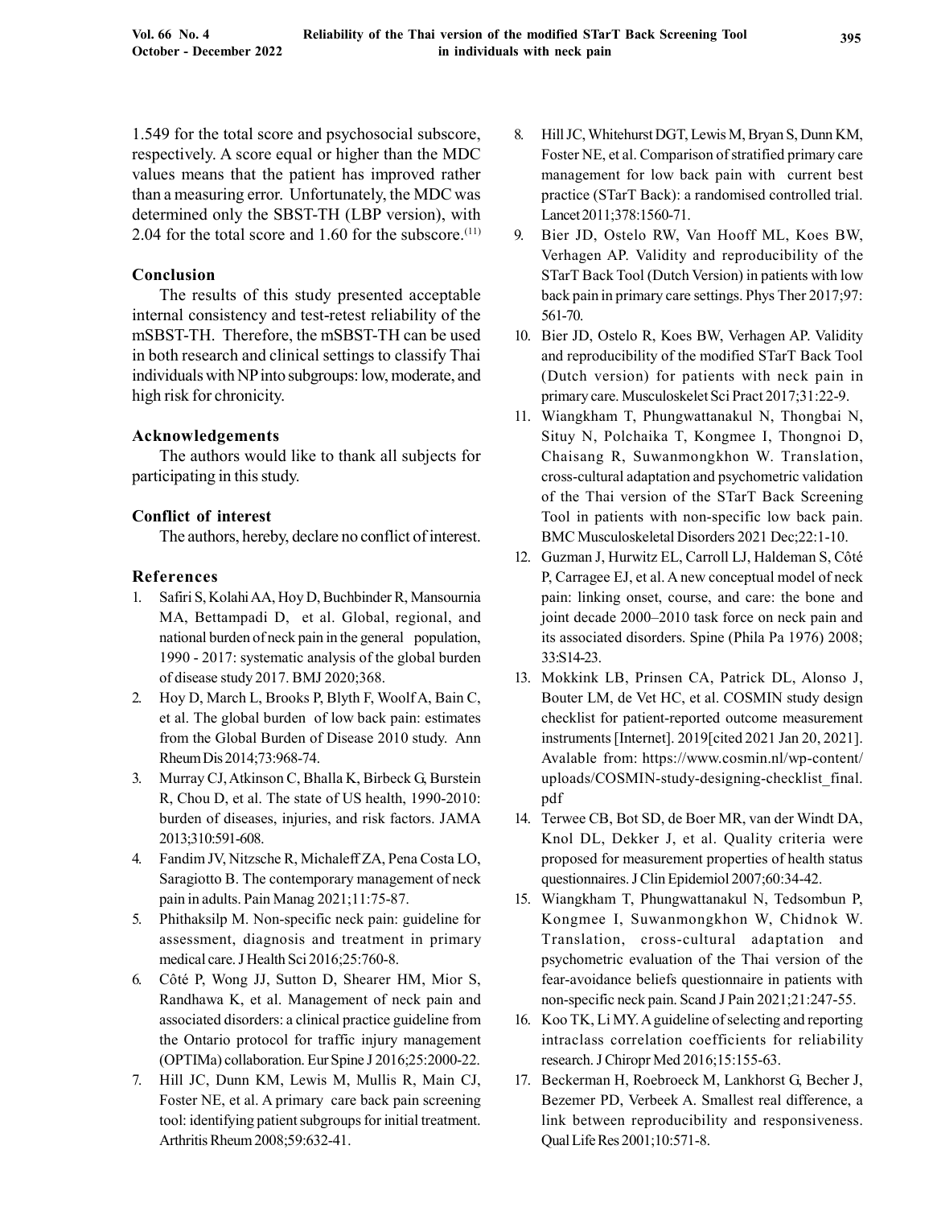1.549 for the total score and psychosocial subscore, respectively. A score equal or higher than the MDC values means that the patient has improved rather than a measuring error. Unfortunately, the MDC was determined only the SBST-TH (LBP version), with 2.04 for the total score and 1.60 for the subscore.[11]

## Conclusion

The results of this study presented acceptable internal consistency and test-retest reliability of the mSBST-TH. Therefore, the mSBST-TH can be used in both research and clinical settings to classify Thai individuals with NP into subgroups: low, moderate, and high risk for chronicity.

## Acknowledgements

The authors would like to thank all subjects for participating in this study.

## Conflict of interest

The authors, hereby, declare no conflict of interest.

## References

1. Safiri S, Kolahi AA, Hoy D, Buchbinder R, Mansournia MA, Bettampadi D, et al. Global, regional, and national burden of neck pain in the general population, 1990 - 2017: systematic analysis of the global burden of disease study 2017. BMJ 2020;368.
2. Hoy D, March L, Brooks P, Blyth F, Woolf A, Bain C, et al. The global burden of low back pain: estimates from the Global Burden of Disease 2010 study. Ann Rheum Dis 2014;73:968-74.
3. Murray CJ, Atkinson C, Bhalla K, Birbeck G, Burstein R, Chou D, et al. The state of US health, 1990-2010: burden of diseases, injuries, and risk factors. JAMA 2013;310:591-608.
4. Fandim JV, Nitzsche R, Michaleff ZA, Pena Costa LO, Saragiotto B. The contemporary management of neck pain in adults. Pain Manag 2021;11:75-87.
5. Phithaksilp M. Non-specific neck pain: guideline for assessment, diagnosis and treatment in primary medical care. J Health Sci 2016;25:760-8.
6. Côté P, Wong JJ, Sutton D, Shearer HM, Mior S, Randhawa K, et al. Management of neck pain and associated disorders: a clinical practice guideline from the Ontario protocol for traffic injury management (OPTIMa) collaboration. Eur Spine J 2016;25:2000-22.
7. Hill JC, Dunn KM, Lewis M, Mullis R, Main CJ, Foster NE, et al. A primary care back pain screening tool: identifying patient subgroups for initial treatment. Arthritis Rheum 2008;59:632-41.
8. Hill JC, Whitehurst DGT, Lewis M, Bryan S, Dunn KM, Foster NE, et al. Comparison of stratified primary care management for low back pain with current best practice (STarT Back): a randomised controlled trial. Lancet 2011;378:1560-71.
9. Bier JD, Ostelo RW, Van Hooff ML, Koes BW, Verhagen AP. Validity and reproducibility of the STarT Back Tool (Dutch Version) in patients with low back pain in primary care settings. Phys Ther 2017;97:561-70.
10. Bier JD, Ostelo R, Koes BW, Verhagen AP. Validity and reproducibility of the modified STarT Back Tool (Dutch version) for patients with neck pain in primary care. Musculoskelet Sci Pract 2017;31:22-9.
11. Wiangkham T, Phungwattanakul N, Thongbai N, Situy N, Polchaika T, Kongmee I, Thongnoi D, Chaisang R, Suwanmongkhon W. Translation, cross-cultural adaptation and psychometric validation of the Thai version of the STarT Back Screening Tool in patients with non-specific low back pain. BMC Musculoskeletal Disorders 2021 Dec;22:1-10.
12. Guzman J, Hurwitz EL, Carroll LJ, Haldeman S, Côté P, Carragee EJ, et al. A new conceptual model of neck pain: linking onset, course, and care: the bone and joint decade 2000–2010 task force on neck pain and its associated disorders. Spine (Phila Pa 1976) 2008; 33:S14-23.
13. Mokkink LB, Prinsen CA, Patrick DL, Alonso J, Bouter LM, de Vet HC, et al. COSMIN study design checklist for patient-reported outcome measurement instruments [Internet]. 2019[cited 2021 Jan 20, 2021]. Avalable from: https://www.cosmin.nl/wp-content/uploads/COSMIN-study-designing-checklist_final.pdf
14. Terwee CB, Bot SD, de Boer MR, van der Windt DA, Knol DL, Dekker J, et al. Quality criteria were proposed for measurement properties of health status questionnaires. J Clin Epidemiol 2007;60:34-42.
15. Wiangkham T, Phungwattanakul N, Tedsombun P, Kongmee I, Suwanmongkhon W, Chidnok W. Translation, cross-cultural adaptation and psychometric evaluation of the Thai version of the fear-avoidance beliefs questionnaire in patients with non-specific neck pain. Scand J Pain 2021;21:247-55.
16. Koo TK, Li MY. A guideline of selecting and reporting intraclass correlation coefficients for reliability research. J Chiropr Med 2016;15:155-63.
17. Beckerman H, Roebroeck M, Lankhorst G, Becher J, Bezemer PD, Verbeek A. Smallest real difference, a link between reproducibility and responsiveness. Qual Life Res 2001;10:571-8.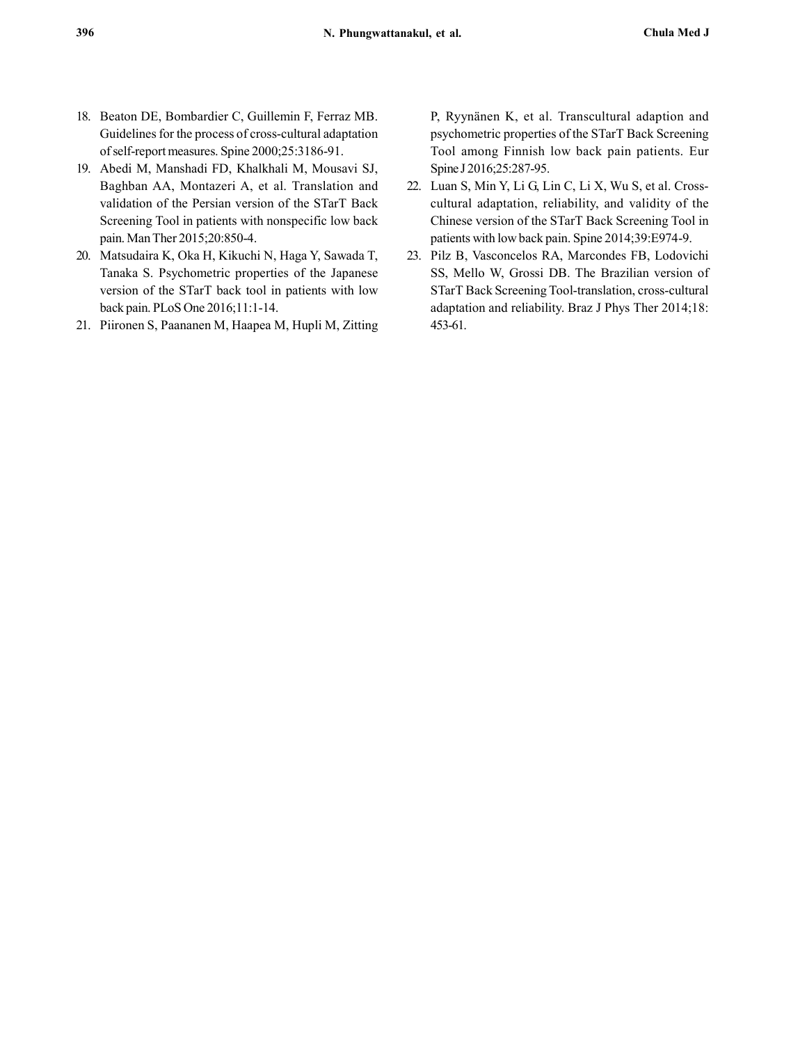18. Beaton DE, Bombardier C, Guillemin F, Ferraz MB. Guidelines for the process of cross-cultural adaptation of self-report measures. Spine 2000;25:3186-91.
19. Abedi M, Manshadi FD, Khalkhali M, Mousavi SJ, Baghban AA, Montazeri A, et al. Translation and validation of the Persian version of the STarT Back Screening Tool in patients with nonspecific low back pain. Man Ther 2015;20:850-4.
20. Matsudaira K, Oka H, Kikuchi N, Haga Y, Sawada T, Tanaka S. Psychometric properties of the Japanese version of the STarT back tool in patients with low back pain. PLoS One 2016;11:1-14.
21. Piironen S, Paananen M, Haapea M, Hupli M, Zitting P, Ryynänen K, et al. Transcultural adaption and psychometric properties of the STarT Back Screening Tool among Finnish low back pain patients. Eur Spine J 2016;25:287-95.
22. Luan S, Min Y, Li G, Lin C, Li X, Wu S, et al. Cross-cultural adaptation, reliability, and validity of the Chinese version of the STarT Back Screening Tool in patients with low back pain. Spine 2014;39:E974-9.
23. Pilz B, Vasconcelos RA, Marcondes FB, Lodovichi SS, Mello W, Grossi DB. The Brazilian version of STarT Back Screening Tool-translation, cross-cultural adaptation and reliability. Braz J Phys Ther 2014;18: 453-61.